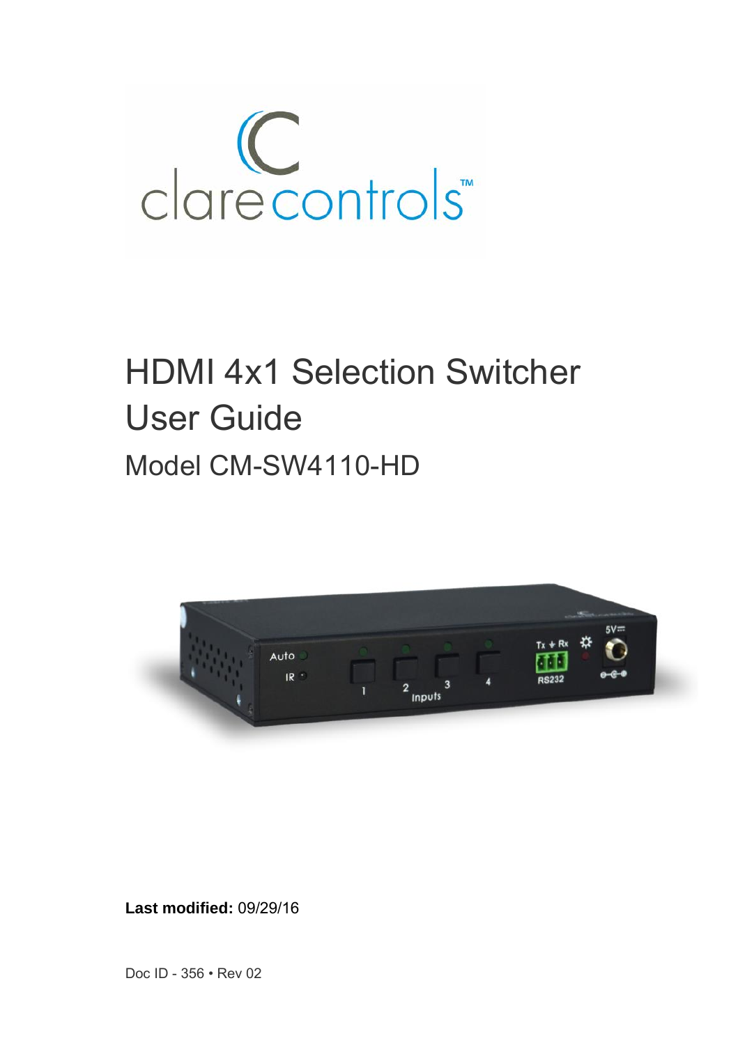# HDMI 4x1 Selection Switcher User Guide

## Model CM-SW4110-HD

**Last modified:** 09/29/16

Doc ID - 356 • Rev 02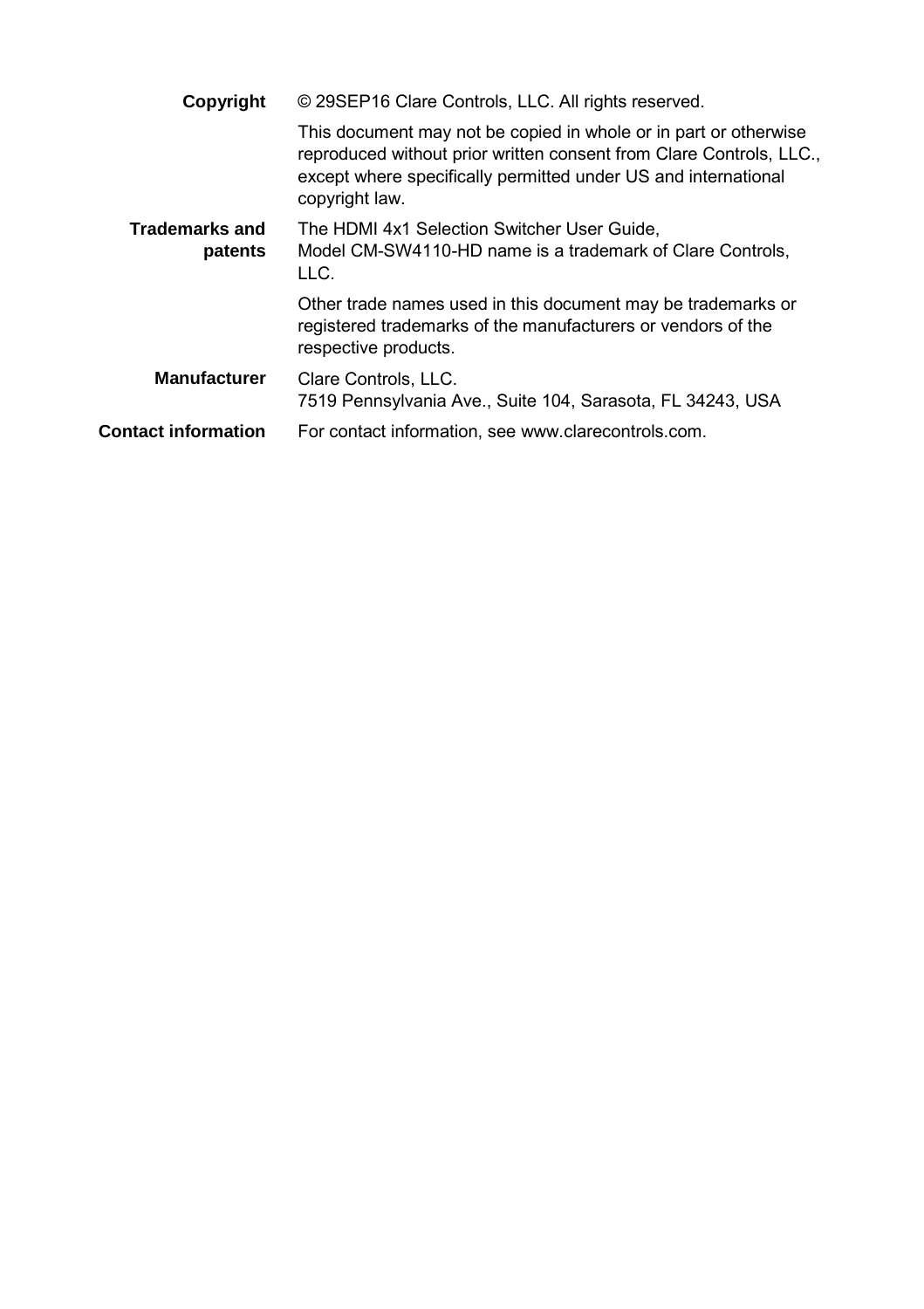**Copyright** © 29SEP16 Clare Controls, LLC. All rights reserved.

This document may not be copied in whole or in part or otherwise reproduced without prior written consent from Clare Controls, LLC., except where specifically permitted under US and international copyright law.

**Trademarks and patents** The HDMI 4x1 Selection Switcher User Guide, Model CM-SW4110-HD name is a trademark of Clare Controls, LLC.

Other trade names used in this document may be trademarks or registered trademarks of the manufacturers or vendors of the respective products.

**Manufacturer** Clare Controls, LLC.
7519 Pennsylvania Ave., Suite 104, Sarasota, FL 34243, USA

**Contact information** For contact information, see www.clarecontrols.com.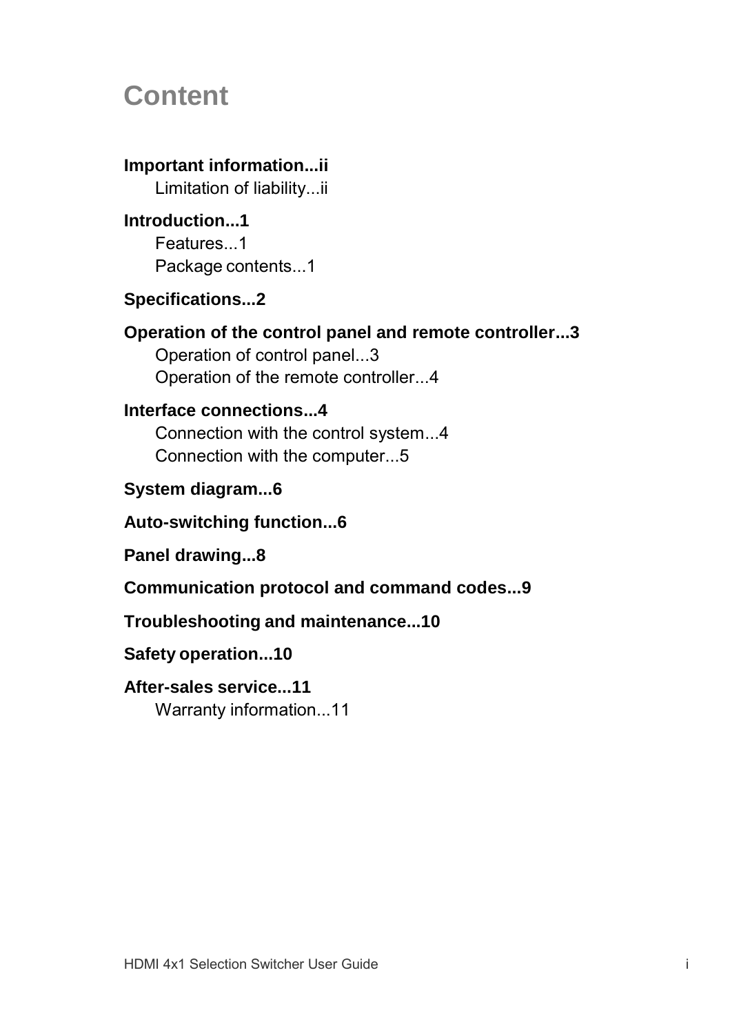# Content

**Important information...ii**

Limitation of liability...ii

**Introduction...1**

Features...1

Package contents...1

**Specifications...2**

**Operation of the control panel and remote controller...3**

Operation of control panel...3

Operation of the remote controller...4

**Interface connections...4**

Connection with the control system...4

Connection with the computer...5

**System diagram...6**

**Auto-switching function...6**

**Panel drawing...8**

**Communication protocol and command codes...9**

**Troubleshooting and maintenance...10**

**Safety operation...10**

**After-sales service...11**

Warranty information...11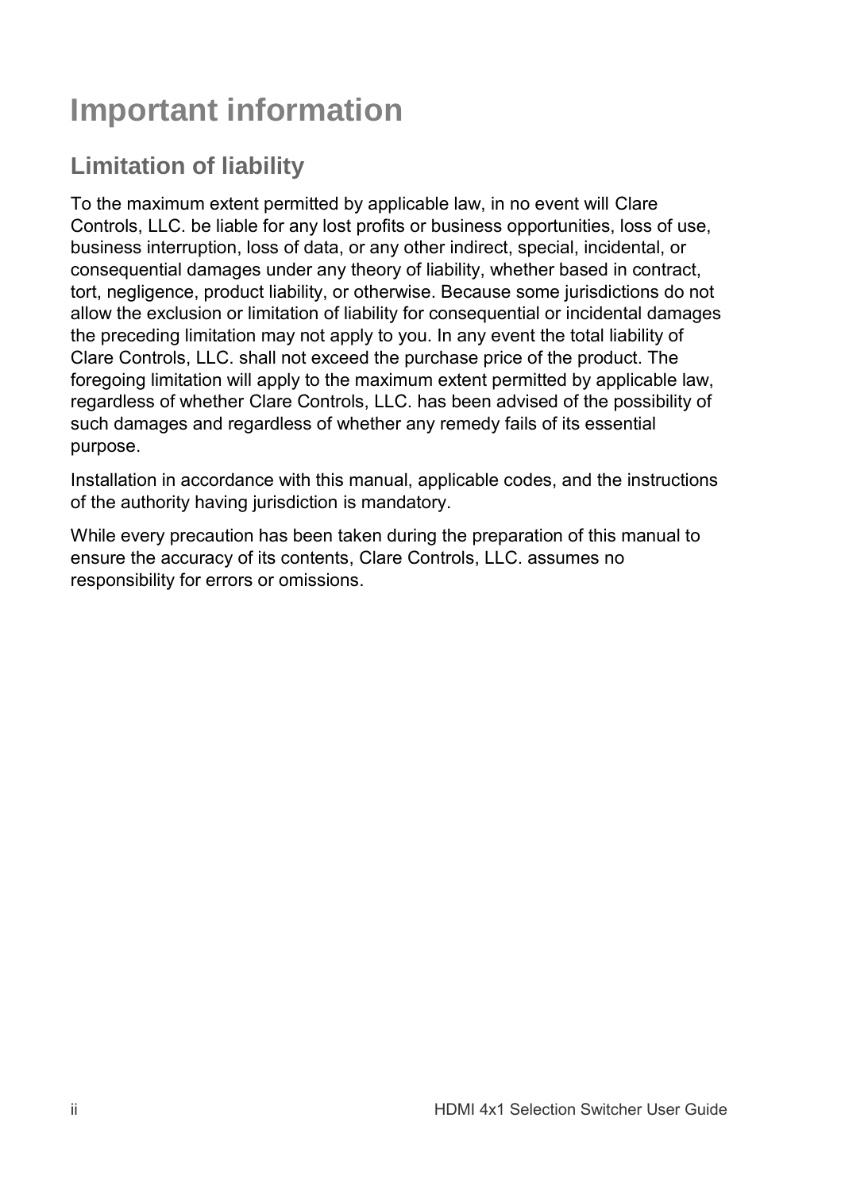# Important information

## Limitation of liability

To the maximum extent permitted by applicable law, in no event will Clare Controls, LLC. be liable for any lost profits or business opportunities, loss of use, business interruption, loss of data, or any other indirect, special, incidental, or consequential damages under any theory of liability, whether based in contract, tort, negligence, product liability, or otherwise. Because some jurisdictions do not allow the exclusion or limitation of liability for consequential or incidental damages the preceding limitation may not apply to you. In any event the total liability of Clare Controls, LLC. shall not exceed the purchase price of the product. The foregoing limitation will apply to the maximum extent permitted by applicable law, regardless of whether Clare Controls, LLC. has been advised of the possibility of such damages and regardless of whether any remedy fails of its essential purpose.

Installation in accordance with this manual, applicable codes, and the instructions of the authority having jurisdiction is mandatory.

While every precaution has been taken during the preparation of this manual to ensure the accuracy of its contents, Clare Controls, LLC. assumes no responsibility for errors or omissions.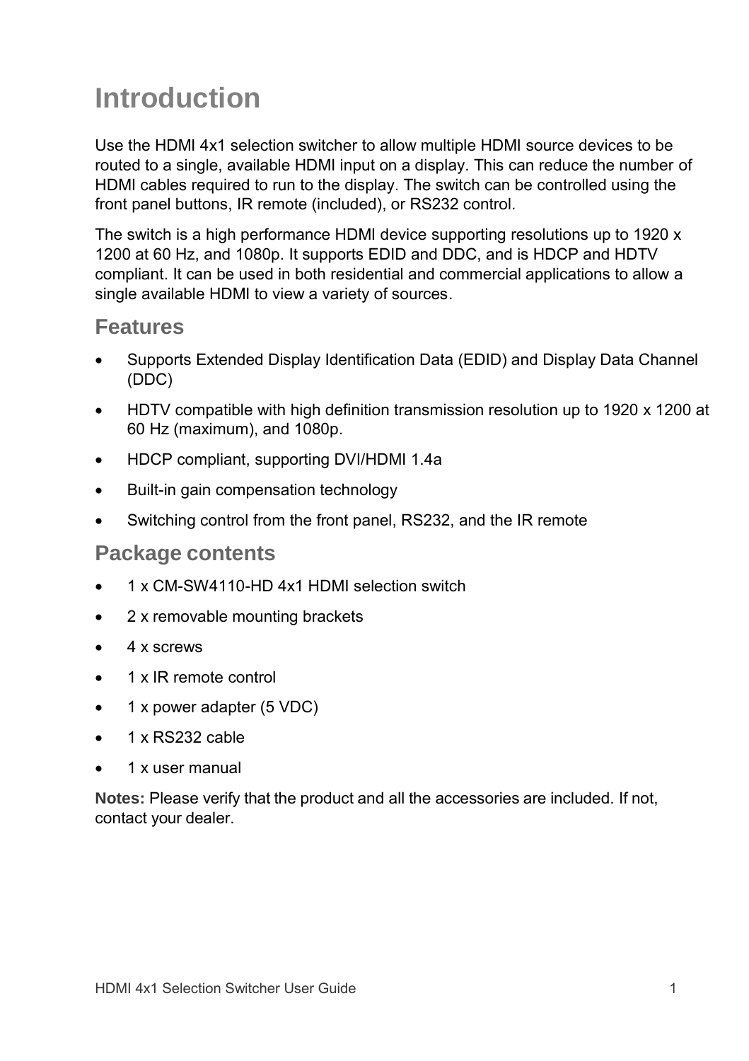# Introduction

Use the HDMI 4x1 selection switcher to allow multiple HDMI source devices to be routed to a single, available HDMI input on a display. This can reduce the number of HDMI cables required to run to the display. The switch can be controlled using the front panel buttons, IR remote (included), or RS232 control.

The switch is a high performance HDMI device supporting resolutions up to 1920 x 1200 at 60 Hz, and 1080p. It supports EDID and DDC, and is HDCP and HDTV compliant. It can be used in both residential and commercial applications to allow a single available HDMI to view a variety of sources.

## Features

- Supports Extended Display Identification Data (EDID) and Display Data Channel (DDC)
- HDTV compatible with high definition transmission resolution up to 1920 x 1200 at 60 Hz (maximum), and 1080p.
- HDCP compliant, supporting DVI/HDMI 1.4a
- Built-in gain compensation technology
- Switching control from the front panel, RS232, and the IR remote

## Package contents

- 1 x CM-SW4110-HD 4x1 HDMI selection switch
- 2 x removable mounting brackets
- 4 x screws
- 1 x IR remote control
- 1 x power adapter (5 VDC)
- 1 x RS232 cable
- 1 x user manual

**Notes:** Please verify that the product and all the accessories are included. If not, contact your dealer.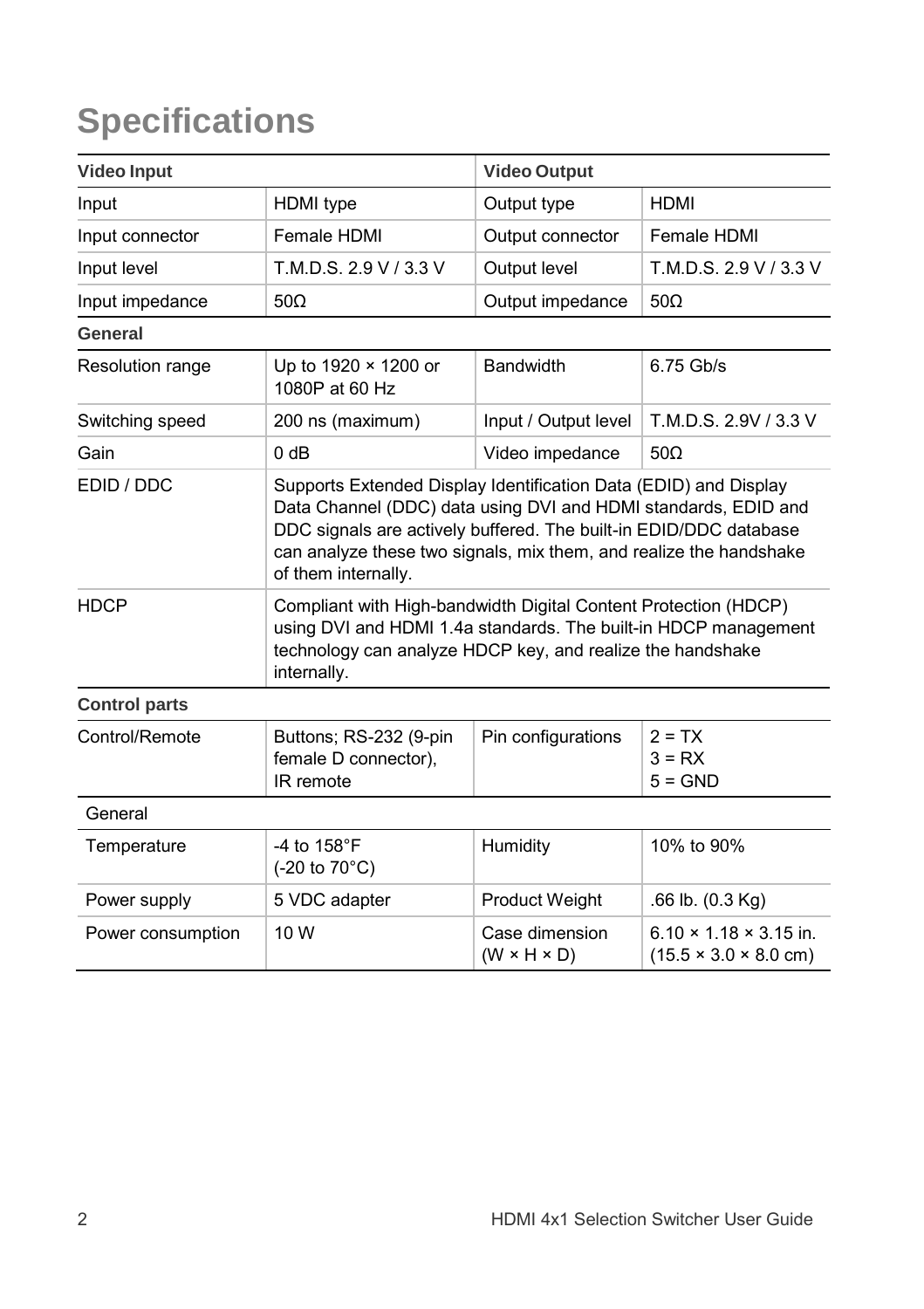# Specifications

| Video Input | | Video Output | |
|---|---|---|---|
| Input | HDMI type | Output type | HDMI |
| Input connector | Female HDMI | Output connector | Female HDMI |
| Input level | T.M.D.S. 2.9 V / 3.3 V | Output level | T.M.D.S. 2.9 V / 3.3 V |
| Input impedance | 50Ω | Output impedance | 50Ω |
| **General** | | | |
| Resolution range | Up to 1920 × 1200 or 1080P at 60 Hz | Bandwidth | 6.75 Gb/s |
| Switching speed | 200 ns (maximum) | Input / Output level | T.M.D.S. 2.9V / 3.3 V |
| Gain | 0 dB | Video impedance | 50Ω |
| EDID / DDC | Supports Extended Display Identification Data (EDID) and Display Data Channel (DDC) data using DVI and HDMI standards, EDID and DDC signals are actively buffered. The built-in EDID/DDC database can analyze these two signals, mix them, and realize the handshake of them internally. | | |
| HDCP | Compliant with High-bandwidth Digital Content Protection (HDCP) using DVI and HDMI 1.4a standards. The built-in HDCP management technology can analyze HDCP key, and realize the handshake internally. | | |
| **Control parts** | | | |
| Control/Remote | Buttons; RS-232 (9-pin female D connector), IR remote | Pin configurations | 2 = TX<br>3 = RX<br>5 = GND |
| General | | | |
| Temperature | -4 to 158°F (-20 to 70°C) | Humidity | 10% to 90% |
| Power supply | 5 VDC adapter | Product Weight | .66 lb. (0.3 Kg) |
| Power consumption | 10 W | Case dimension (W × H × D) | 6.10 × 1.18 × 3.15 in. (15.5 × 3.0 × 8.0 cm) |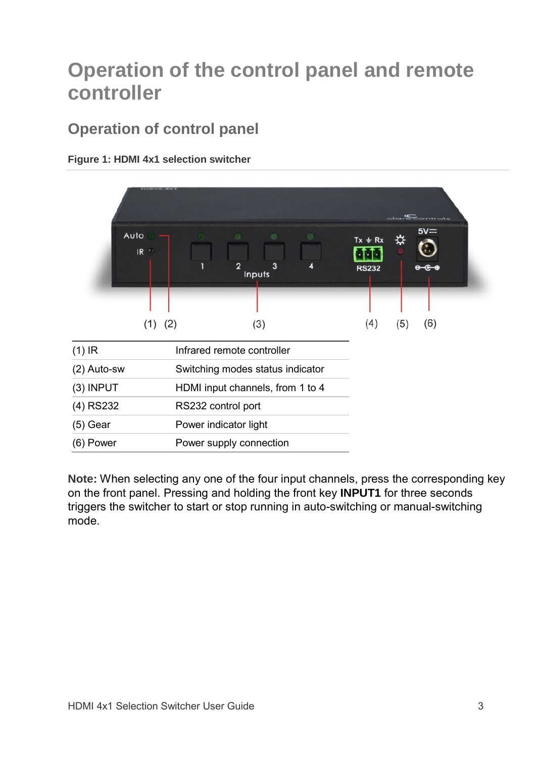# Operation of the control panel and remote controller

## Operation of control panel

**Figure 1: HDMI 4x1 selection switcher**

| (1) IR | Infrared remote controller |
|---|---|
| (2) Auto-sw | Switching modes status indicator |
| (3) INPUT | HDMI input channels, from 1 to 4 |
| (4) RS232 | RS232 control port |
| (5) Gear | Power indicator light |
| (6) Power | Power supply connection |

**Note:** When selecting any one of the four input channels, press the corresponding key on the front panel. Pressing and holding the front key **INPUT1** for three seconds triggers the switcher to start or stop running in auto-switching or manual-switching mode.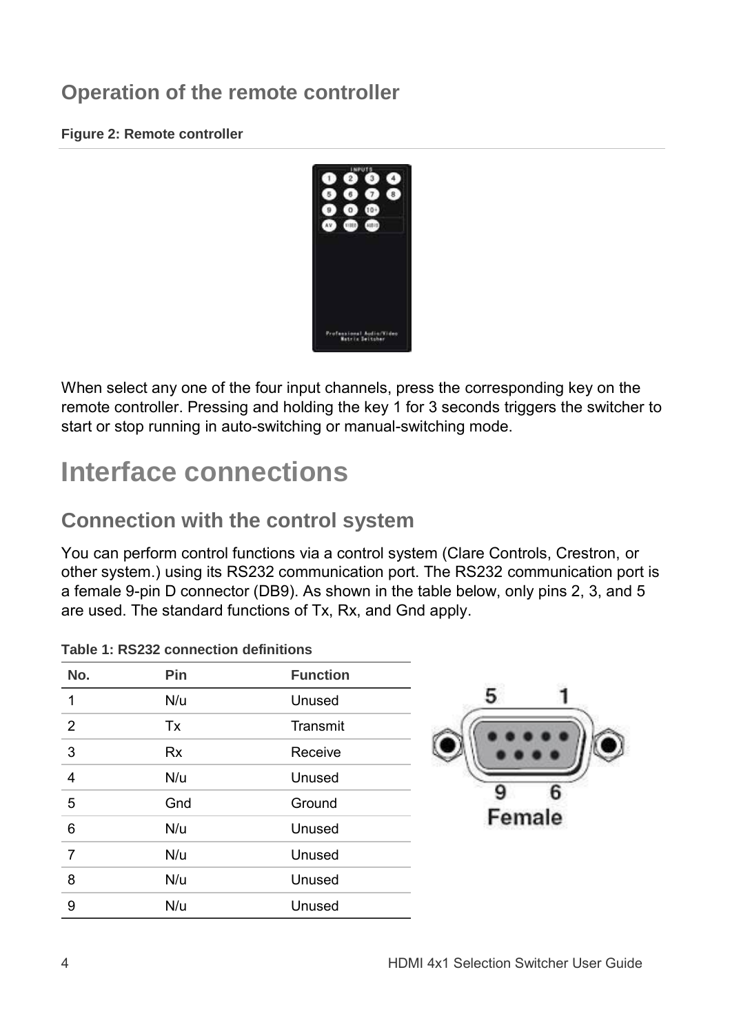## Operation of the remote controller

**Figure 2: Remote controller**

When select any one of the four input channels, press the corresponding key on the remote controller. Pressing and holding the key 1 for 3 seconds triggers the switcher to start or stop running in auto-switching or manual-switching mode.

# Interface connections

## Connection with the control system

You can perform control functions via a control system (Clare Controls, Crestron, or other system.) using its RS232 communication port. The RS232 communication port is a female 9-pin D connector (DB9). As shown in the table below, only pins 2, 3, and 5 are used. The standard functions of Tx, Rx, and Gnd apply.

**Table 1: RS232 connection definitions**

| No. | Pin | Function |
|---|---|---|
| 1 | N/u | Unused |
| 2 | Tx | Transmit |
| 3 | Rx | Receive |
| 4 | N/u | Unused |
| 5 | Gnd | Ground |
| 6 | N/u | Unused |
| 7 | N/u | Unused |
| 8 | N/u | Unused |
| 9 | N/u | Unused |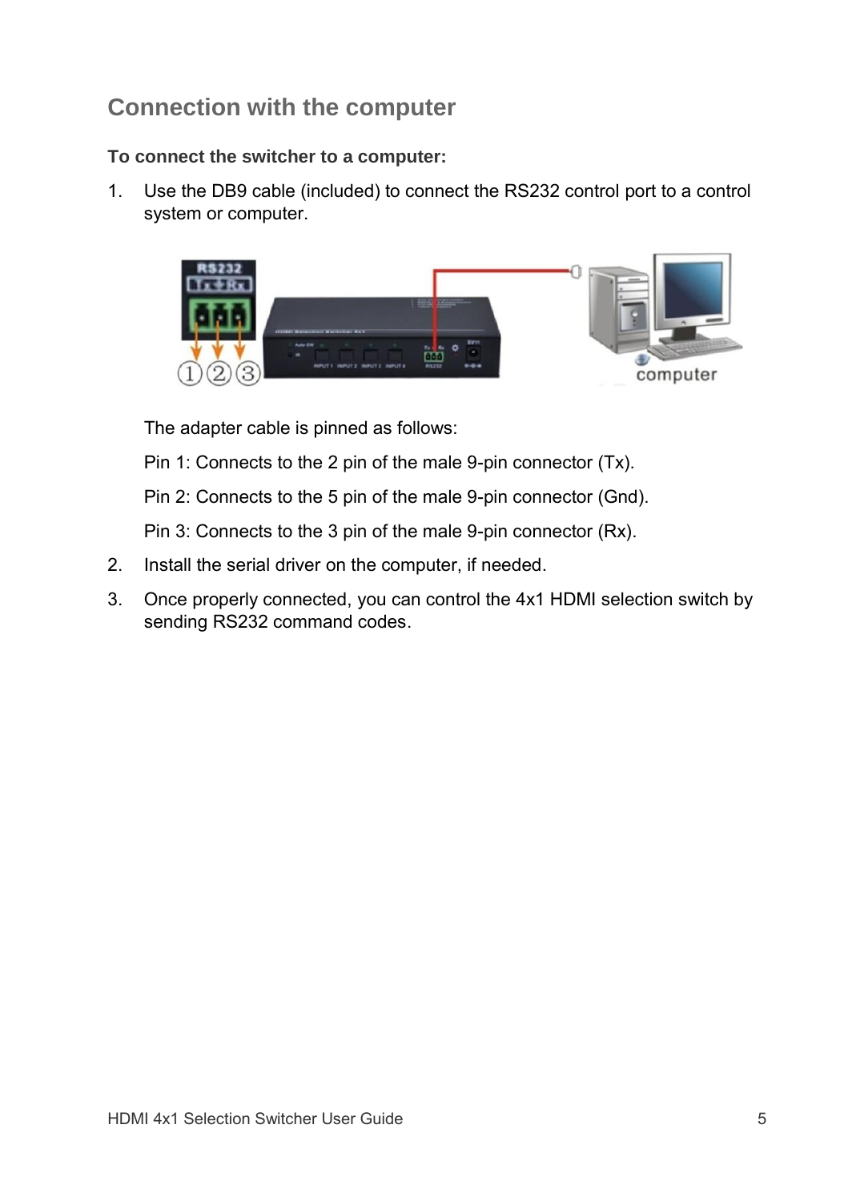## Connection with the computer

**To connect the switcher to a computer:**

1. Use the DB9 cable (included) to connect the RS232 control port to a control system or computer.

   The adapter cable is pinned as follows:

   Pin 1: Connects to the 2 pin of the male 9-pin connector (Tx).

   Pin 2: Connects to the 5 pin of the male 9-pin connector (Gnd).

   Pin 3: Connects to the 3 pin of the male 9-pin connector (Rx).

2. Install the serial driver on the computer, if needed.
3. Once properly connected, you can control the 4x1 HDMI selection switch by sending RS232 command codes.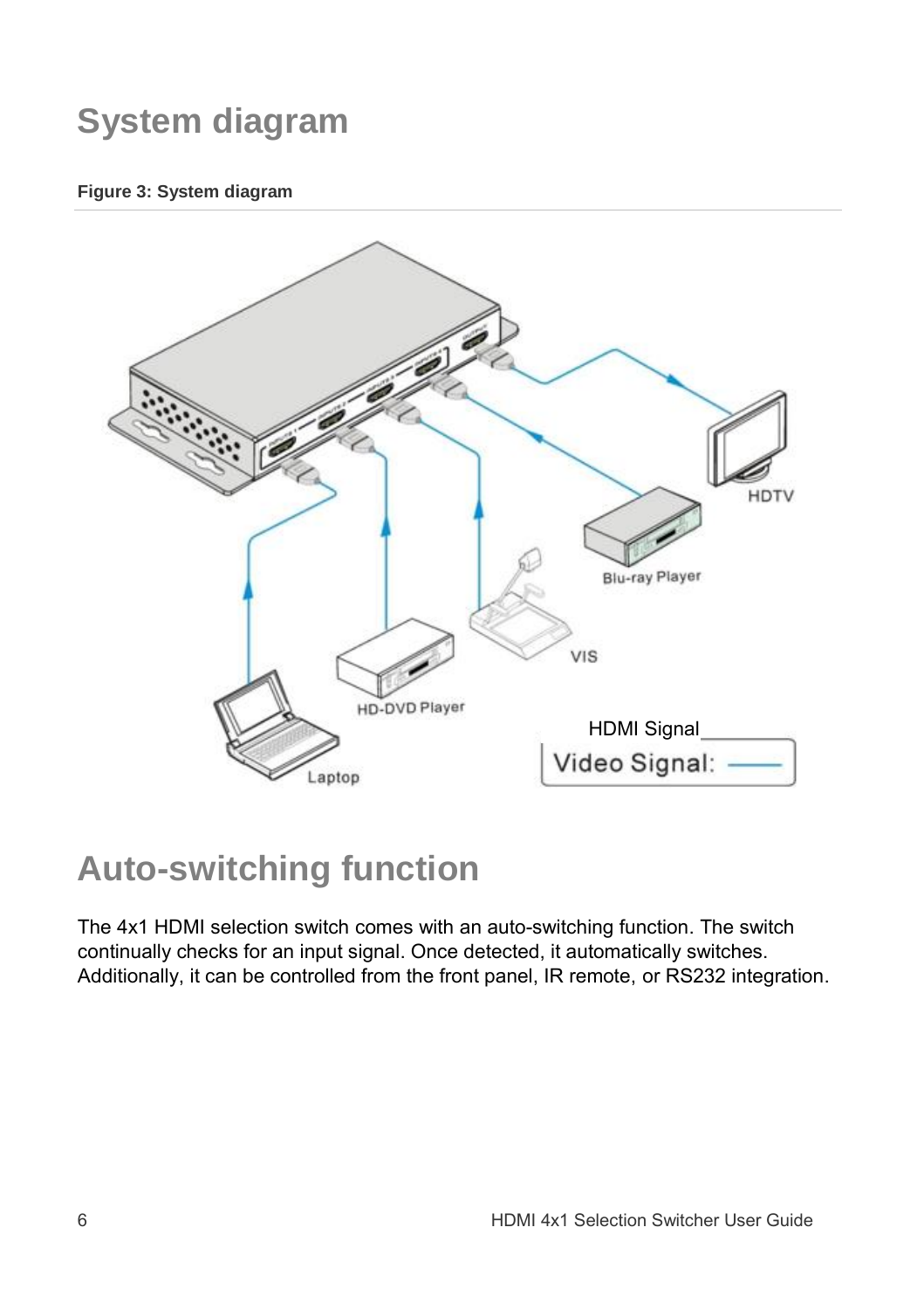# System diagram

**Figure 3: System diagram**

# Auto-switching function

The 4x1 HDMI selection switch comes with an auto-switching function. The switch continually checks for an input signal. Once detected, it automatically switches. Additionally, it can be controlled from the front panel, IR remote, or RS232 integration.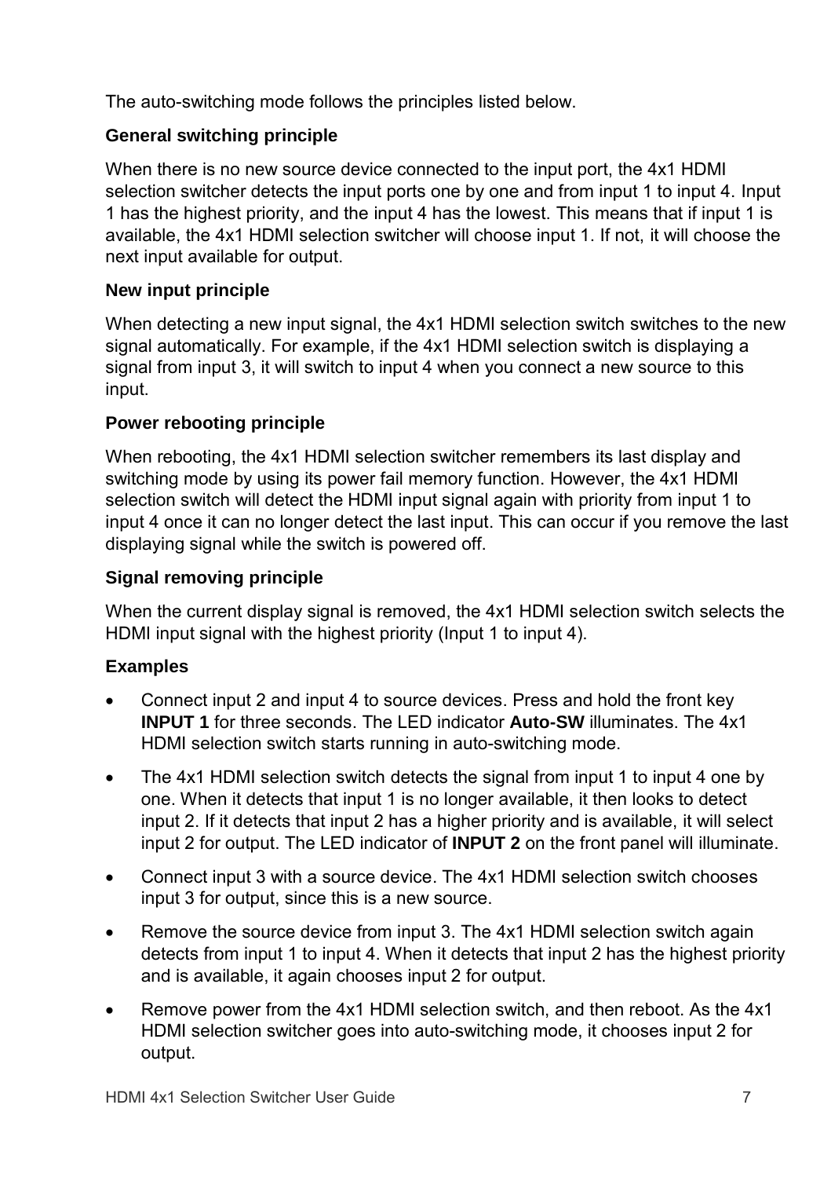The auto-switching mode follows the principles listed below.

### General switching principle

When there is no new source device connected to the input port, the 4x1 HDMI selection switcher detects the input ports one by one and from input 1 to input 4. Input 1 has the highest priority, and the input 4 has the lowest. This means that if input 1 is available, the 4x1 HDMI selection switcher will choose input 1. If not, it will choose the next input available for output.

### New input principle

When detecting a new input signal, the 4x1 HDMI selection switch switches to the new signal automatically. For example, if the 4x1 HDMI selection switch is displaying a signal from input 3, it will switch to input 4 when you connect a new source to this input.

### Power rebooting principle

When rebooting, the 4x1 HDMI selection switcher remembers its last display and switching mode by using its power fail memory function. However, the 4x1 HDMI selection switch will detect the HDMI input signal again with priority from input 1 to input 4 once it can no longer detect the last input. This can occur if you remove the last displaying signal while the switch is powered off.

### Signal removing principle

When the current display signal is removed, the 4x1 HDMI selection switch selects the HDMI input signal with the highest priority (Input 1 to input 4).

### Examples

- Connect input 2 and input 4 to source devices. Press and hold the front key **INPUT 1** for three seconds. The LED indicator **Auto-SW** illuminates. The 4x1 HDMI selection switch starts running in auto-switching mode.
- The 4x1 HDMI selection switch detects the signal from input 1 to input 4 one by one. When it detects that input 1 is no longer available, it then looks to detect input 2. If it detects that input 2 has a higher priority and is available, it will select input 2 for output. The LED indicator of **INPUT 2** on the front panel will illuminate.
- Connect input 3 with a source device. The 4x1 HDMI selection switch chooses input 3 for output, since this is a new source.
- Remove the source device from input 3. The 4x1 HDMI selection switch again detects from input 1 to input 4. When it detects that input 2 has the highest priority and is available, it again chooses input 2 for output.
- Remove power from the 4x1 HDMI selection switch, and then reboot. As the 4x1 HDMI selection switcher goes into auto-switching mode, it chooses input 2 for output.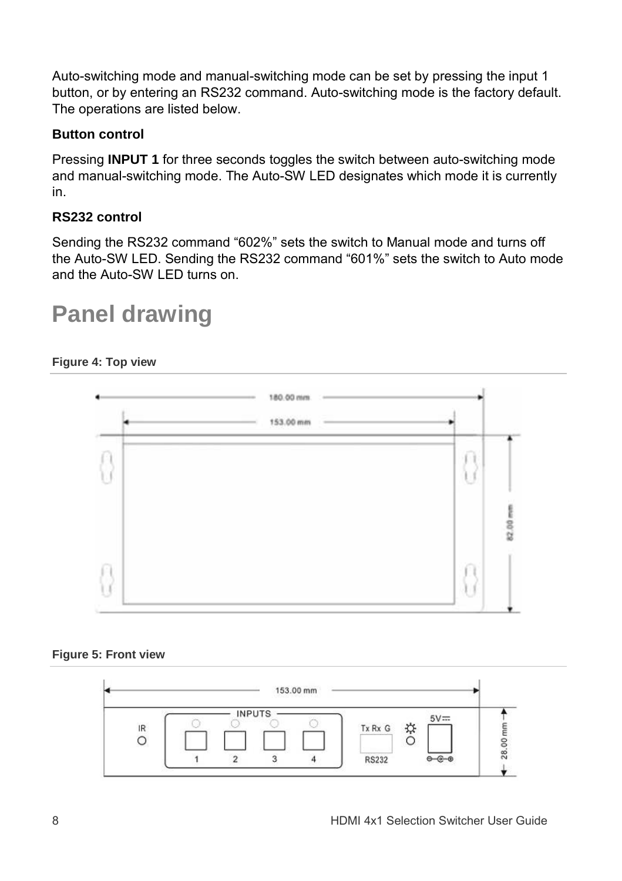Auto-switching mode and manual-switching mode can be set by pressing the input 1 button, or by entering an RS232 command. Auto-switching mode is the factory default. The operations are listed below.

**Button control**

Pressing **INPUT 1** for three seconds toggles the switch between auto-switching mode and manual-switching mode. The Auto-SW LED designates which mode it is currently in.

**RS232 control**

Sending the RS232 command “602%” sets the switch to Manual mode and turns off the Auto-SW LED. Sending the RS232 command “601%” sets the switch to Auto mode and the Auto-SW LED turns on.

# Panel drawing

**Figure 4: Top view**

**Figure 5: Front view**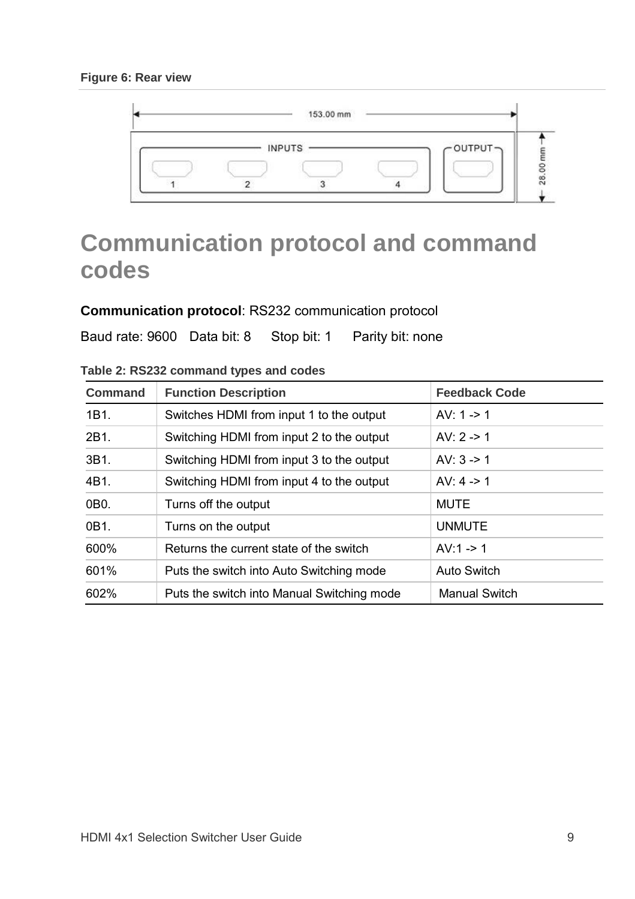Figure 6: Rear view

# Communication protocol and command codes

**Communication protocol**: RS232 communication protocol

Baud rate: 9600 Data bit: 8 Stop bit: 1 Parity bit: none

**Table 2: RS232 command types and codes**

| Command | Function Description | Feedback Code |
|---|---|---|
| 1B1. | Switches HDMI from input 1 to the output | AV: 1 -> 1 |
| 2B1. | Switching HDMI from input 2 to the output | AV: 2 -> 1 |
| 3B1. | Switching HDMI from input 3 to the output | AV: 3 -> 1 |
| 4B1. | Switching HDMI from input 4 to the output | AV: 4 -> 1 |
| 0B0. | Turns off the output | MUTE |
| 0B1. | Turns on the output | UNMUTE |
| 600% | Returns the current state of the switch | AV:1 -> 1 |
| 601% | Puts the switch into Auto Switching mode | Auto Switch |
| 602% | Puts the switch into Manual Switching mode | Manual Switch |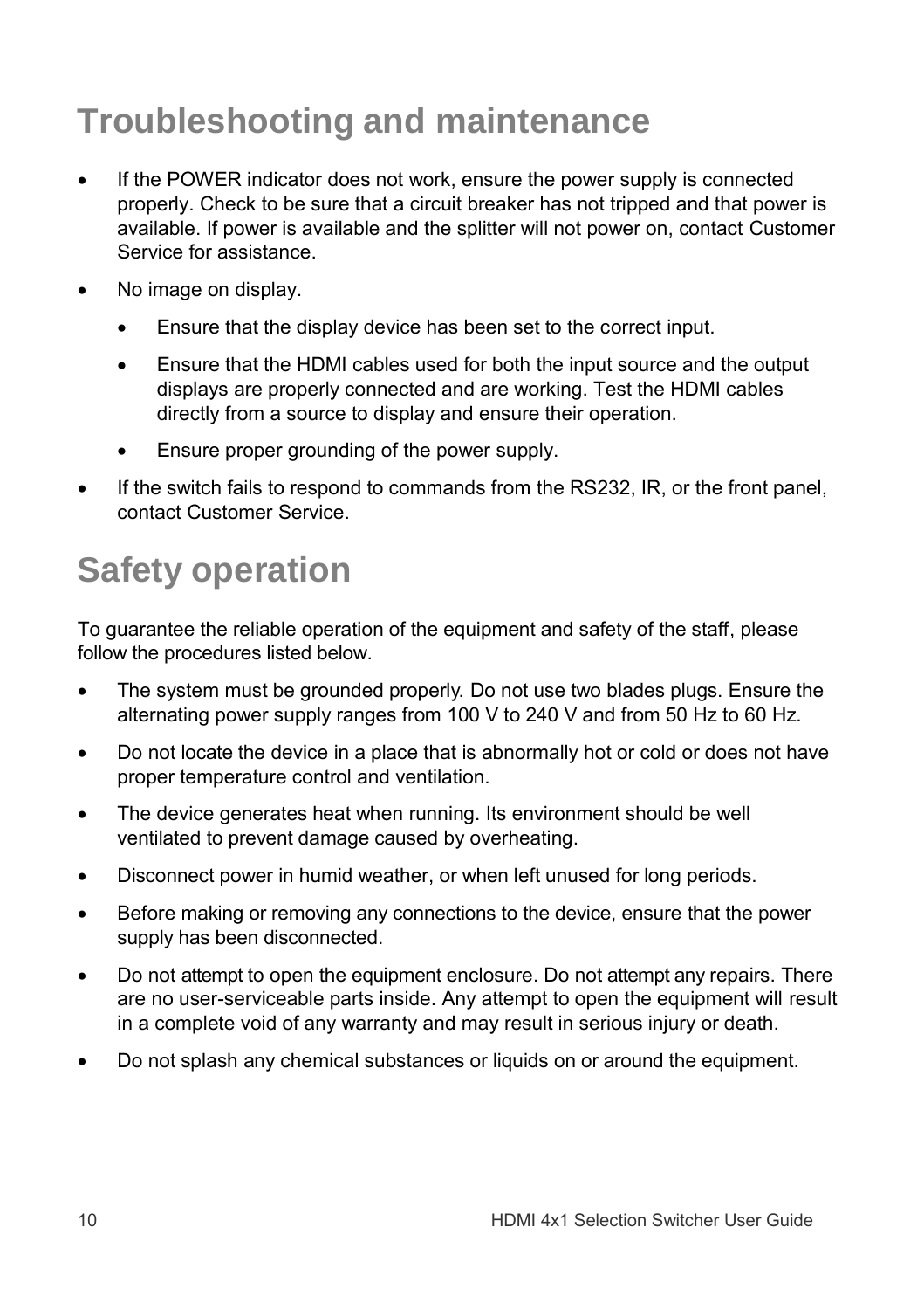# Troubleshooting and maintenance

- If the POWER indicator does not work, ensure the power supply is connected properly. Check to be sure that a circuit breaker has not tripped and that power is available. If power is available and the splitter will not power on, contact Customer Service for assistance.
- No image on display.
  - Ensure that the display device has been set to the correct input.
  - Ensure that the HDMI cables used for both the input source and the output displays are properly connected and are working. Test the HDMI cables directly from a source to display and ensure their operation.
  - Ensure proper grounding of the power supply.
- If the switch fails to respond to commands from the RS232, IR, or the front panel, contact Customer Service.

# Safety operation

To guarantee the reliable operation of the equipment and safety of the staff, please follow the procedures listed below.

- The system must be grounded properly. Do not use two blades plugs. Ensure the alternating power supply ranges from 100 V to 240 V and from 50 Hz to 60 Hz.
- Do not locate the device in a place that is abnormally hot or cold or does not have proper temperature control and ventilation.
- The device generates heat when running. Its environment should be well ventilated to prevent damage caused by overheating.
- Disconnect power in humid weather, or when left unused for long periods.
- Before making or removing any connections to the device, ensure that the power supply has been disconnected.
- Do not attempt to open the equipment enclosure. Do not attempt any repairs. There are no user-serviceable parts inside. Any attempt to open the equipment will result in a complete void of any warranty and may result in serious injury or death.
- Do not splash any chemical substances or liquids on or around the equipment.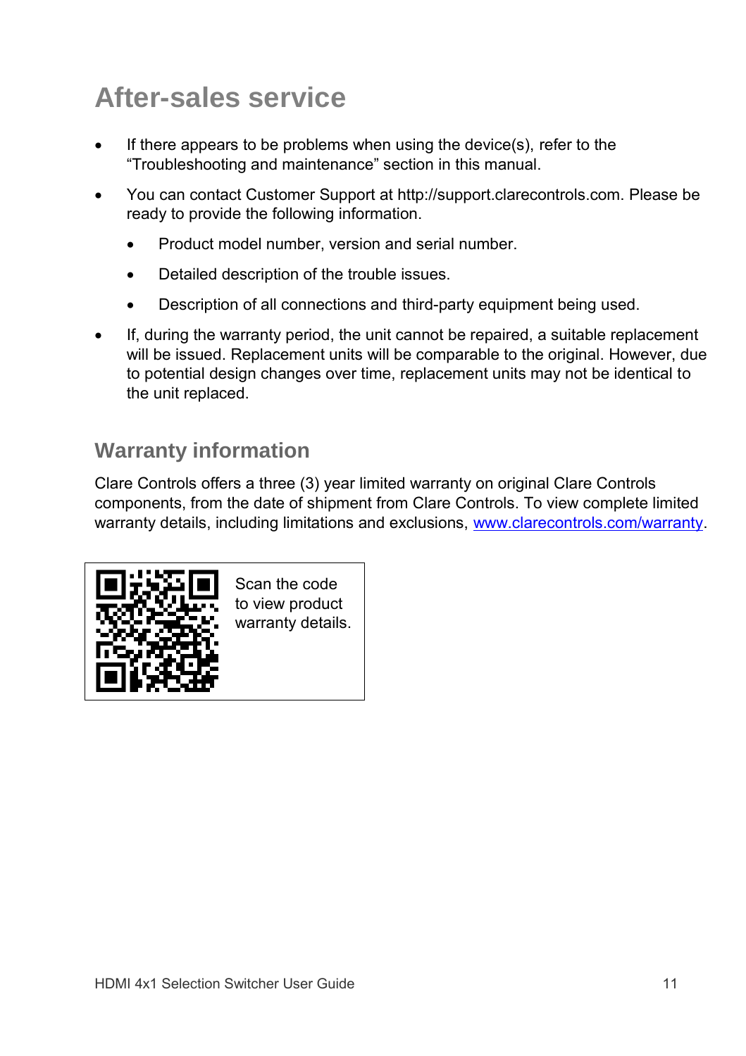# After-sales service

- If there appears to be problems when using the device(s), refer to the "Troubleshooting and maintenance" section in this manual.
- You can contact Customer Support at http://support.clarecontrols.com. Please be ready to provide the following information.
  - Product model number, version and serial number.
  - Detailed description of the trouble issues.
  - Description of all connections and third-party equipment being used.
- If, during the warranty period, the unit cannot be repaired, a suitable replacement will be issued. Replacement units will be comparable to the original. However, due to potential design changes over time, replacement units may not be identical to the unit replaced.

## Warranty information

Clare Controls offers a three (3) year limited warranty on original Clare Controls components, from the date of shipment from Clare Controls. To view complete limited warranty details, including limitations and exclusions, www.clarecontrols.com/warranty.

Scan the code to view product warranty details.